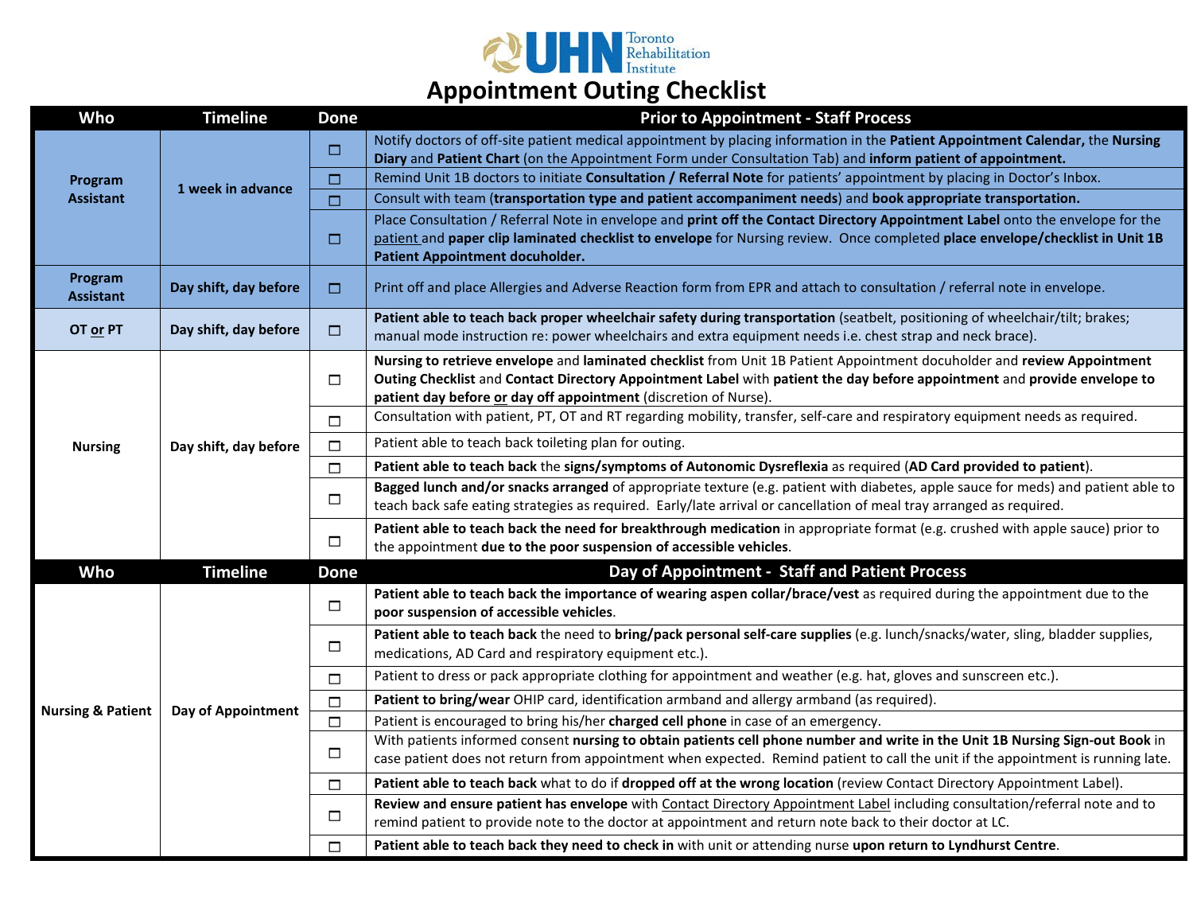# Appointment Outing Checklist

| Who | Timeline | Done | Prior to Appointment - Staff Process |
|---|---|---|---|
| Program Assistant | 1 week in advance | ☐ | Notify doctors of off-site patient medical appointment by placing information in the **Patient Appointment Calendar,** the **Nursing Diary** and **Patient Chart** (on the Appointment Form under Consultation Tab) and **inform patient of appointment.** |
| | | ☐ | Remind Unit 1B doctors to initiate **Consultation / Referral Note** for patients' appointment by placing in Doctor's Inbox. |
| | | ☐ | Consult with team (**transportation type and patient accompaniment needs**) and **book appropriate transportation.** |
| | | ☐ | Place Consultation / Referral Note in envelope and **print off the Contact Directory Appointment Label** onto the envelope for the patient and **paper clip laminated checklist to envelope** for Nursing review. Once completed **place envelope/checklist in Unit 1B Patient Appointment docuholder.** |
| Program Assistant | Day shift, day before | ☐ | Print off and place Allergies and Adverse Reaction form from EPR and attach to consultation / referral note in envelope. |
| OT or PT | Day shift, day before | ☐ | **Patient able to teach back proper wheelchair safety during transportation** (seatbelt, positioning of wheelchair/tilt; brakes; manual mode instruction re: power wheelchairs and extra equipment needs i.e. chest strap and neck brace). |
| Nursing | Day shift, day before | ☐ | **Nursing to retrieve envelope** and **laminated checklist** from Unit 1B Patient Appointment docuholder and **review Appointment Outing Checklist** and **Contact Directory Appointment Label** with **patient the day before appointment** and **provide envelope to patient day before or day off appointment** (discretion of Nurse). |
| | | ☐ | Consultation with patient, PT, OT and RT regarding mobility, transfer, self-care and respiratory equipment needs as required. |
| | | ☐ | Patient able to teach back toileting plan for outing. |
| | | ☐ | **Patient able to teach back** the **signs/symptoms of Autonomic Dysreflexia** as required (**AD Card provided to patient**). |
| | | ☐ | **Bagged lunch and/or snacks arranged** of appropriate texture (e.g. patient with diabetes, apple sauce for meds) and patient able to teach back safe eating strategies as required. Early/late arrival or cancellation of meal tray arranged as required. |
| | | ☐ | **Patient able to teach back the need for breakthrough medication** in appropriate format (e.g. crushed with apple sauce) prior to the appointment **due to the poor suspension of accessible vehicles**. |

| Who | Timeline | Done | Day of Appointment - Staff and Patient Process |
|---|---|---|---|
| Nursing & Patient | Day of Appointment | ☐ | **Patient able to teach back the importance of wearing aspen collar/brace/vest** as required during the appointment due to the **poor suspension of accessible vehicles**. |
| | | ☐ | **Patient able to teach back** the need to **bring/pack personal self-care supplies** (e.g. lunch/snacks/water, sling, bladder supplies, medications, AD Card and respiratory equipment etc.). |
| | | ☐ | Patient to dress or pack appropriate clothing for appointment and weather (e.g. hat, gloves and sunscreen etc.). |
| | | ☐ | **Patient to bring/wear** OHIP card, identification armband and allergy armband (as required). |
| | | ☐ | Patient is encouraged to bring his/her **charged cell phone** in case of an emergency. |
| | | ☐ | With patients informed consent **nursing to obtain patients cell phone number and write in the Unit 1B Nursing Sign-out Book** in case patient does not return from appointment when expected. Remind patient to call the unit if the appointment is running late. |
| | | ☐ | **Patient able to teach back** what to do if **dropped off at the wrong location** (review Contact Directory Appointment Label). |
| | | ☐ | **Review and ensure patient has envelope** with Contact Directory Appointment Label including consultation/referral note and to remind patient to provide note to the doctor at appointment and return note back to their doctor at LC. |
| | | ☐ | **Patient able to teach back they need to check in** with unit or attending nurse **upon return to Lyndhurst Centre**. |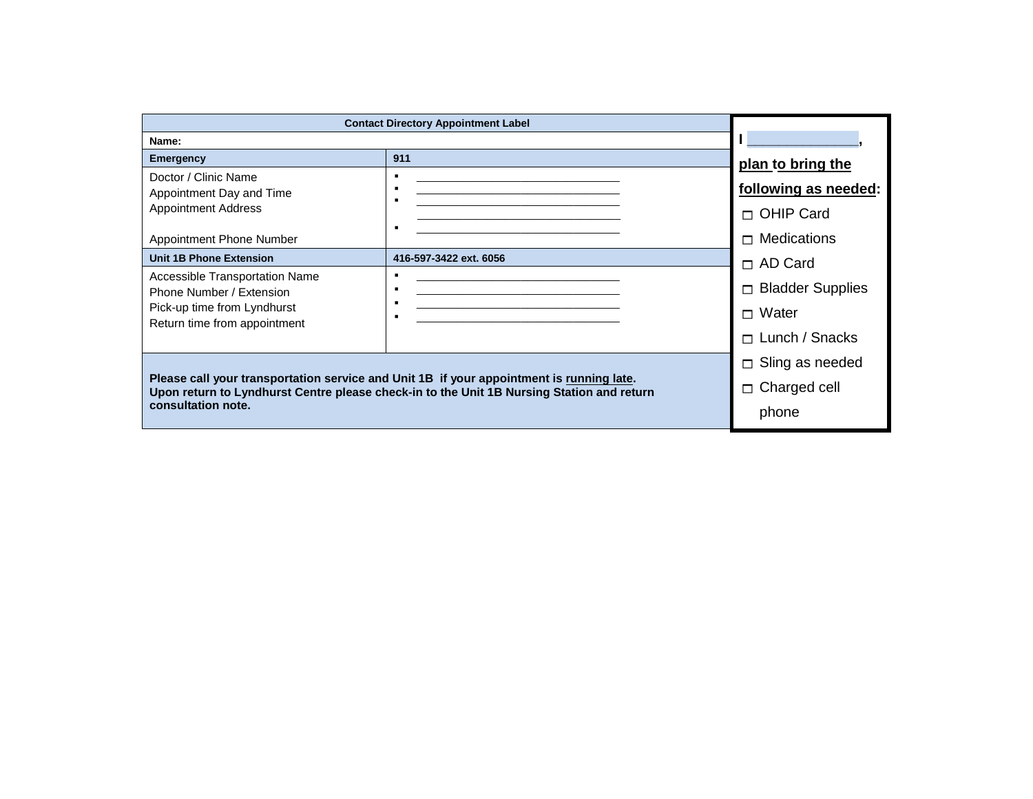| Contact Directory Appointment Label | |
|---|---|
| **Name:** | |
| **Emergency** | **911** |
| Doctor / Clinic Name<br>Appointment Day and Time<br>Appointment Address<br><br>Appointment Phone Number | ▪ ______________________________<br>▪ ______________________________<br>▪ ______________________________<br>______________________________<br>▪ ______________________________ |
| **Unit 1B Phone Extension** | **416-597-3422 ext. 6056** |
| Accessible Transportation Name<br>Phone Number / Extension<br>Pick-up time from Lyndhurst<br>Return time from appointment | ▪ ______________________________<br>▪ ______________________________<br>▪ ______________________________<br>▪ ______________________________ |
| **Please call your transportation service and Unit 1B if your appointment is running late.**<br>**Upon return to Lyndhurst Centre please check-in to the Unit 1B Nursing Station and return consultation note.** | |

**I \_\_\_\_\_\_\_\_\_\_\_\_\_\_,**

**plan to bring the following as needed:**

- ☐ OHIP Card
- ☐ Medications
- ☐ AD Card
- ☐ Bladder Supplies
- ☐ Water
- ☐ Lunch / Snacks
- ☐ Sling as needed
- ☐ Charged cell phone